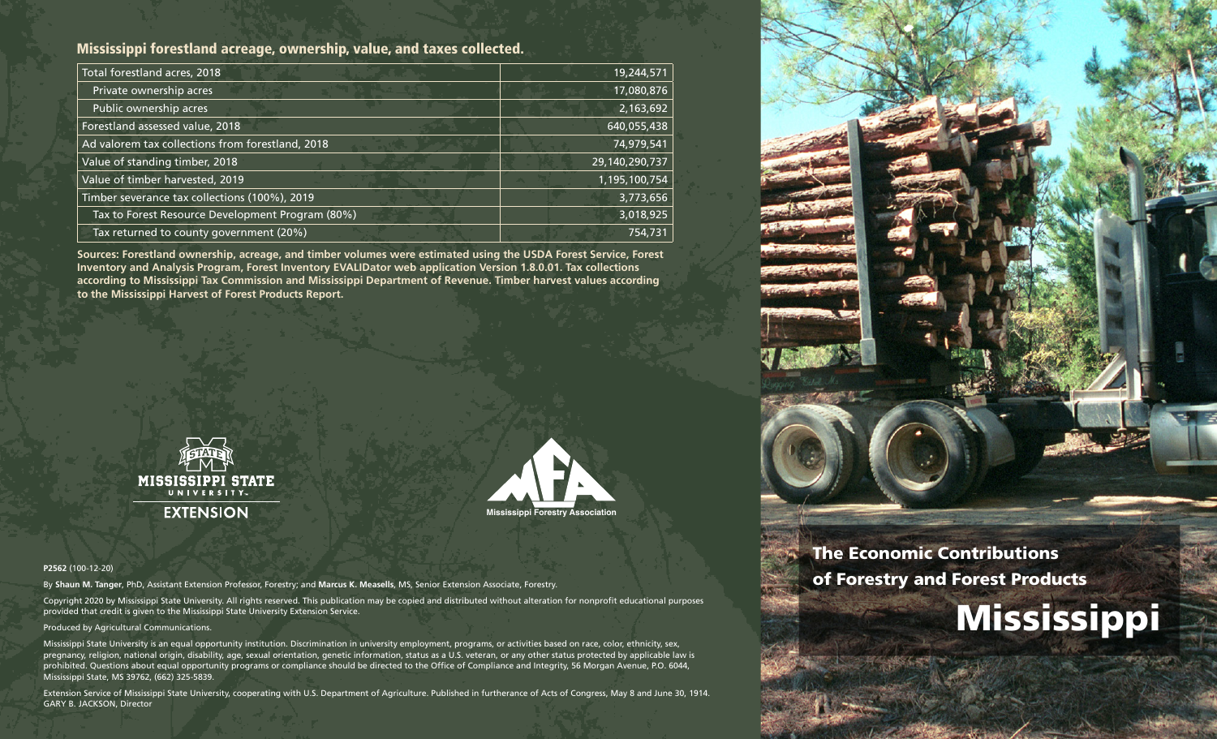## Mississippi forestland acreage, ownership, value, and taxes collected.

| | |
|---|---|
| Total forestland acres, 2018 | 19,244,571 |
| Private ownership acres | 17,080,876 |
| Public ownership acres | 2,163,692 |
| Forestland assessed value, 2018 | 640,055,438 |
| Ad valorem tax collections from forestland, 2018 | 74,979,541 |
| Value of standing timber, 2018 | 29,140,290,737 |
| Value of timber harvested, 2019 | 1,195,100,754 |
| Timber severance tax collections (100%), 2019 | 3,773,656 |
| Tax to Forest Resource Development Program (80%) | 3,018,925 |
| Tax returned to county government (20%) | 754,731 |

**Sources: Forestland ownership, acreage, and timber volumes were estimated using the USDA Forest Service, Forest Inventory and Analysis Program, Forest Inventory EVALIDator web application Version 1.8.0.01. Tax collections according to Mississippi Tax Commission and Mississippi Department of Revenue. Timber harvest values according to the Mississippi Harvest of Forest Products Report.**

MISSISSIPPI STATE UNIVERSITY
EXTENSION

Mississippi Forestry Association

**P2562** (100-12-20)

By **Shaun M. Tanger**, PhD, Assistant Extension Professor, Forestry; and **Marcus K. Measells**, MS, Senior Extension Associate, Forestry.

Copyright 2020 by Mississippi State University. All rights reserved. This publication may be copied and distributed without alteration for nonprofit educational purposes provided that credit is given to the Mississippi State University Extension Service.

Produced by Agricultural Communications.

Mississippi State University is an equal opportunity institution. Discrimination in university employment, programs, or activities based on race, color, ethnicity, sex, pregnancy, religion, national origin, disability, age, sexual orientation, genetic information, status as a U.S. veteran, or any other status protected by applicable law is prohibited. Questions about equal opportunity programs or compliance should be directed to the Office of Compliance and Integrity, 56 Morgan Avenue, P.O. 6044, Mississippi State, MS 39762, (662) 325-5839.

Extension Service of Mississippi State University, cooperating with U.S. Department of Agriculture. Published in furtherance of Acts of Congress, May 8 and June 30, 1914. GARY B. JACKSON, Director

# The Economic Contributions of Forestry and Forest Products

# Mississippi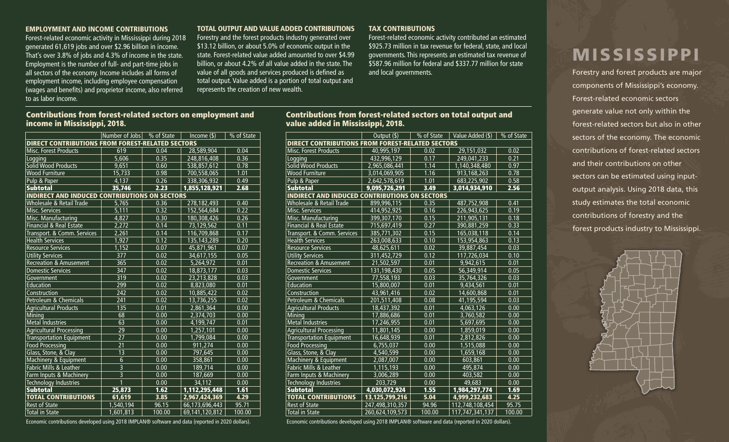# MISSISSIPPI

Forestry and forest products are major components of Mississippi's economy. Forest-related economic sectors generate value not only within the forest-related sectors but also in other sectors of the economy. The economic contributions of forest-related sectors and their contributions on other sectors can be estimated using input-output analysis. Using 2018 data, this study estimates the total economic contributions of forestry and the forest products industry to Mississippi.

### EMPLOYMENT AND INCOME CONTRIBUTIONS

Forest-related economic activity in Mississippi during 2018 generated 61,619 jobs and over $2.96 billion in income. That's over 3.8% of jobs and 4.3% of income in the state. Employment is the number of full- and part-time jobs in all sectors of the economy. Income includes all forms of employment income, including employee compensation (wages and benefits) and proprietor income, also referred to as labor income.

### TOTAL OUTPUT AND VALUE ADDED CONTRIBUTIONS

Forestry and the forest products industry generated over $13.12 billion, or about 5.0% of economic output in the state. Forest-related value added amounted to over $4.99 billion, or about 4.2% of all value added in the state. The value of all goods and services produced is defined as total output. Value added is a portion of total output and represents the creation of new wealth.

### TAX CONTRIBUTIONS

Forest-related economic activity contributed an estimated $925.73 million in tax revenue for federal, state, and local governments. This represents an estimated tax revenue of $587.96 million for federal and $337.77 million for state and local governments.

## Contributions from forest-related sectors on employment and income in Mississippi, 2018.

| | Number of Jobs | % of State | Income ($) | % of State |
|---|---|---|---|---|
| **DIRECT CONTRIBUTIONS FROM FOREST-RELATED SECTORS** | | | | |
| Misc. Forest Products | 619 | 0.04 | 28,589,904 | 0.04 |
| Logging | 5,606 | 0.35 | 248,816,408 | 0.36 |
| Solid Wood Products | 9,651 | 0.60 | 538,857,612 | 0.78 |
| Wood Furniture | 15,733 | 0.98 | 700,558,065 | 1.01 |
| Pulp & Paper | 4,137 | 0.26 | 338,306,932 | 0.49 |
| **Subtotal** | **35,746** | **2.23** | **1,855,128,921** | **2.68** |
| **INDIRECT AND INDUCED CONTRIBUTIONS ON SECTORS** | | | | |
| Wholesale & Retail Trade | 5,765 | 0.36 | 278,182,493 | 0.40 |
| Misc. Services | 5,111 | 0.32 | 152,564,684 | 0.22 |
| Misc. Manufacturing | 4,827 | 0.30 | 180,308,426 | 0.26 |
| Financial & Real Estate | 2,272 | 0.14 | 73,129,562 | 0.11 |
| Transport. & Comm. Services | 2,261 | 0.14 | 116,709,868 | 0.17 |
| Health Services | 1,927 | 0.12 | 135,143,289 | 0.20 |
| Resource Services | 1,152 | 0.07 | 45,871,961 | 0.07 |
| Utility Services | 377 | 0.02 | 34,617,155 | 0.05 |
| Recreation & Amusement | 365 | 0.02 | 5,264,972 | 0.01 |
| Domestic Services | 347 | 0.02 | 18,873,177 | 0.03 |
| Government | 319 | 0.02 | 23,213,828 | 0.03 |
| Education | 299 | 0.02 | 8,823,080 | 0.01 |
| Construction | 242 | 0.02 | 10,885,422 | 0.02 |
| Petroleum & Chemicals | 241 | 0.02 | 13,736,255 | 0.02 |
| Agricultural Products | 135 | 0.01 | 2,861,364 | 0.00 |
| Mining | 68 | 0.00 | 2,374,703 | 0.00 |
| Metal Industries | 63 | 0.00 | 4,199,747 | 0.01 |
| Agricultural Processing | 29 | 0.00 | 1,257,101 | 0.00 |
| Transportation Equipment | 27 | 0.00 | 1,799,084 | 0.00 |
| Food Processing | 21 | 0.00 | 911,274 | 0.00 |
| Glass, Stone, & Clay | 13 | 0.00 | 797,645 | 0.00 |
| Machinery & Equipment | 6 | 0.00 | 358,861 | 0.00 |
| Fabric Mills & Leather | 3 | 0.00 | 189,714 | 0.00 |
| Farm Inputs & Machinery | 3 | 0.00 | 187,669 | 0.00 |
| Technology Industries | 1 | 0.00 | 34,112 | 0.00 |
| **Subtotal** | **25,873** | **1.62** | **1,112,295,448** | **1.61** |
| **TOTAL CONTRIBUTIONS** | **61,619** | **3.85** | **2,967,424,369** | **4.29** |
| Rest of State | 1,540,194 | 96.15 | 66,173,696,443 | 95.71 |
| Total in State | 1,601,813 | 100.00 | 69,141,120,812 | 100.00 |

Economic contributions developed using 2018 IMPLAN® software and data (reported in 2020 dollars).

## Contributions from forest-related sectors on total output and value added in Mississippi, 2018.

| | Output ($) | % of State | Value Added ($) | % of State |
|---|---|---|---|---|
| **DIRECT CONTRIBUTIONS FROM FOREST-RELATED SECTORS** | | | | |
| Misc. Forest Products | 40,995,197 | 0.02 | 29,151,032 | 0.02 |
| Logging | 432,996,129 | 0.17 | 249,041,233 | 0.21 |
| Solid Wood Products | 2,965,086,441 | 1.14 | 1,140,348,480 | 0.97 |
| Wood Furniture | 3,014,069,905 | 1.16 | 913,168,263 | 0.78 |
| Pulp & Paper | 2,642,578,619 | 1.01 | 683,225,902 | 0.58 |
| **Subtotal** | **9,095,726,291** | **3.49** | **3,014,934,910** | **2.56** |
| **INDIRECT AND INDUCED CONTRIBUTIONS ON SECTORS** | | | | |
| Wholesale & Retail Trade | 899,996,115 | 0.35 | 487,752,908 | 0.41 |
| Misc. Services | 414,952,925 | 0.16 | 226,943,625 | 0.19 |
| Misc. Manufacturing | 399,307,170 | 0.15 | 211,905,131 | 0.18 |
| Financial & Real Estate | 715,697,419 | 0.27 | 390,881,259 | 0.33 |
| Transport. & Comm. Services | 385,771,302 | 0.15 | 165,038,118 | 0.14 |
| Health Services | 263,008,633 | 0.10 | 153,954,863 | 0.13 |
| Resource Services | 48,625,611 | 0.02 | 39,887,454 | 0.03 |
| Utility Services | 311,452,729 | 0.12 | 117,726,034 | 0.10 |
| Recreation & Amusement | 21,502,597 | 0.01 | 9,942,615 | 0.01 |
| Domestic Services | 131,198,430 | 0.05 | 56,349,914 | 0.05 |
| Government | 77,558,193 | 0.03 | 35,764,326 | 0.03 |
| Education | 15,800,007 | 0.01 | 9,434,561 | 0.01 |
| Construction | 43,961,416 | 0.02 | 14,600,868 | 0.01 |
| Petroleum & Chemicals | 201,511,408 | 0.08 | 41,195,594 | 0.03 |
| Agricultural Products | 18,437,392 | 0.01 | 4,063,126 | 0.00 |
| Mining | 17,886,686 | 0.01 | 3,760,582 | 0.00 |
| Metal Industries | 17,246,955 | 0.01 | 5,697,695 | 0.00 |
| Agricultural Processing | 11,801,145 | 0.00 | 1,859,019 | 0.00 |
| Transportation Equipment | 16,648,939 | 0.01 | 2,812,826 | 0.00 |
| Food Processing | 6,755,037 | 0.00 | 1,515,088 | 0.00 |
| Glass, Stone, & Clay | 4,540,599 | 0.00 | 1,659,168 | 0.00 |
| Machinery & Equipment | 2,087,007 | 0.00 | 603,861 | 0.00 |
| Fabric Mills & Leather | 1,115,193 | 0.00 | 495,874 | 0.00 |
| Farm Inputs & Machinery | 3,006,289 | 0.00 | 403,582 | 0.00 |
| Technology Industries | 203,729 | 0.00 | 49,683 | 0.00 |
| **Subtotal** | **4,030,072,924** | **1.55** | **1,984,297,774** | **1.69** |
| **TOTAL CONTRIBUTIONS** | **13,125,799,216** | **5.04** | **4,999,232,683** | **4.25** |
| Rest of State | 247,498,310,357 | 94.96 | 112,748,108,454 | 95.75 |
| Total in State | 260,624,109,573 | 100.00 | 117,747,341,137 | 100.00 |

Economic contributions developed using 2018 IMPLAN® software and data (reported in 2020 dollars).